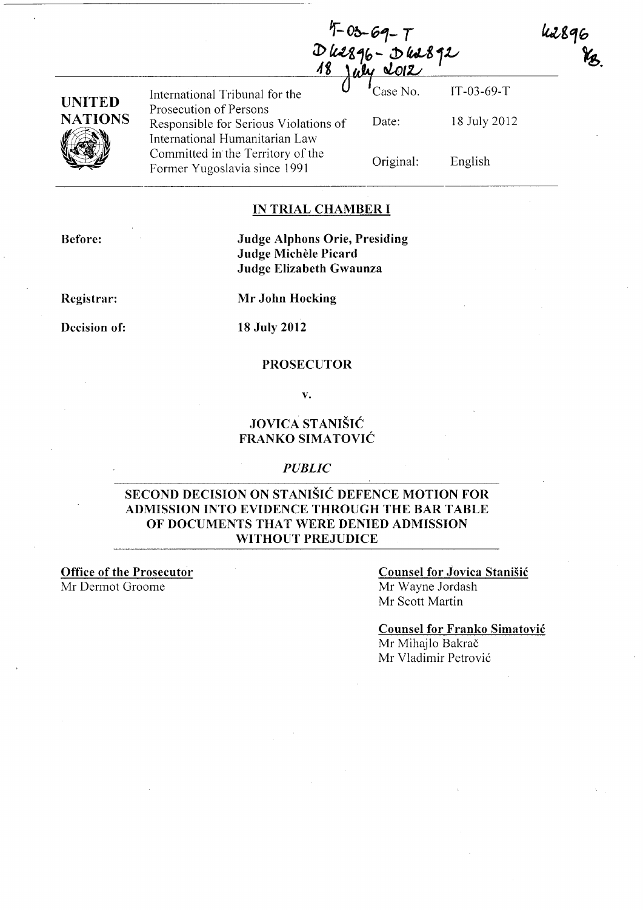IT-03-69-T
D42896 - D42892
18 July 2012

42896
YB.

**UNITED NATIONS**

International Tribunal for the Prosecution of Persons Responsible for Serious Violations of International Humanitarian Law Committed in the Territory of the Former Yugoslavia since 1991

| | |
|---|---|
| Case No. | IT-03-69-T |
| Date: | 18 July 2012 |
| Original: | English |

## IN TRIAL CHAMBER I

**Before:** **Judge Alphons Orie, Presiding**
**Judge Michèle Picard**
**Judge Elizabeth Gwaunza**

**Registrar:** **Mr John Hocking**

**Decision of:** **18 July 2012**

**PROSECUTOR**

**v.**

**JOVICA STANIŠIĆ**
**FRANKO SIMATOVIĆ**

*PUBLIC*

## SECOND DECISION ON STANIŠIĆ DEFENCE MOTION FOR ADMISSION INTO EVIDENCE THROUGH THE BAR TABLE OF DOCUMENTS THAT WERE DENIED ADMISSION WITHOUT PREJUDICE

**Office of the Prosecutor**
Mr Dermot Groome

**Counsel for Jovica Stanišić**
Mr Wayne Jordash
Mr Scott Martin

**Counsel for Franko Simatović**
Mr Mihajlo Bakrač
Mr Vladimir Petrović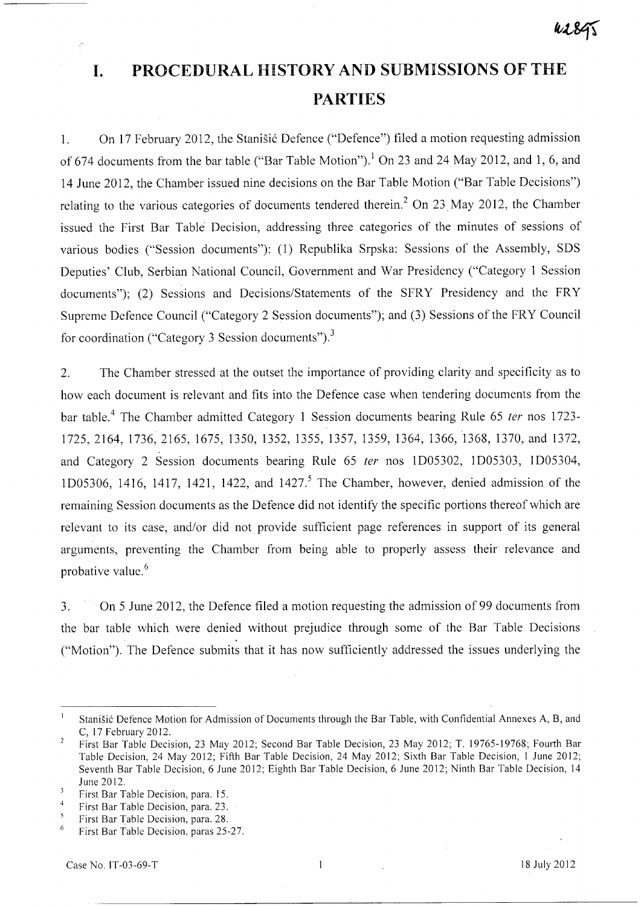# I. PROCEDURAL HISTORY AND SUBMISSIONS OF THE PARTIES

1. On 17 February 2012, the Stanišić Defence ("Defence") filed a motion requesting admission of 674 documents from the bar table ("Bar Table Motion").[1] On 23 and 24 May 2012, and 1, 6, and 14 June 2012, the Chamber issued nine decisions on the Bar Table Motion ("Bar Table Decisions") relating to the various categories of documents tendered therein.[2] On 23 May 2012, the Chamber issued the First Bar Table Decision, addressing three categories of the minutes of sessions of various bodies ("Session documents"): (1) Republika Srpska: Sessions of the Assembly, SDS Deputies' Club, Serbian National Council, Government and War Presidency ("Category 1 Session documents"); (2) Sessions and Decisions/Statements of the SFRY Presidency and the FRY Supreme Defence Council ("Category 2 Session documents"); and (3) Sessions of the FRY Council for coordination ("Category 3 Session documents").[3]

2. The Chamber stressed at the outset the importance of providing clarity and specificity as to how each document is relevant and fits into the Defence case when tendering documents from the bar table.[4] The Chamber admitted Category 1 Session documents bearing Rule 65 *ter* nos 1723-1725, 2164, 1736, 2165, 1675, 1350, 1352, 1355, 1357, 1359, 1364, 1366, 1368, 1370, and 1372, and Category 2 Session documents bearing Rule 65 *ter* nos 1D05302, 1D05303, 1D05304, 1D05306, 1416, 1417, 1421, 1422, and 1427.[5] The Chamber, however, denied admission of the remaining Session documents as the Defence did not identify the specific portions thereof which are relevant to its case, and/or did not provide sufficient page references in support of its general arguments, preventing the Chamber from being able to properly assess their relevance and probative value.[6]

3. On 5 June 2012, the Defence filed a motion requesting the admission of 99 documents from the bar table which were denied without prejudice through some of the Bar Table Decisions ("Motion"). The Defence submits that it has now sufficiently addressed the issues underlying the

---

[1] Stanišić Defence Motion for Admission of Documents through the Bar Table, with Confidential Annexes A, B, and C, 17 February 2012.

[2] First Bar Table Decision, 23 May 2012; Second Bar Table Decision, 23 May 2012; T. 19765-19768; Fourth Bar Table Decision, 24 May 2012; Fifth Bar Table Decision, 24 May 2012; Sixth Bar Table Decision, 1 June 2012; Seventh Bar Table Decision, 6 June 2012; Eighth Bar Table Decision, 6 June 2012; Ninth Bar Table Decision, 14 June 2012.

[3] First Bar Table Decision, para. 15.

[4] First Bar Table Decision, para. 23.

[5] First Bar Table Decision, para. 28.

[6] First Bar Table Decision, paras 25-27.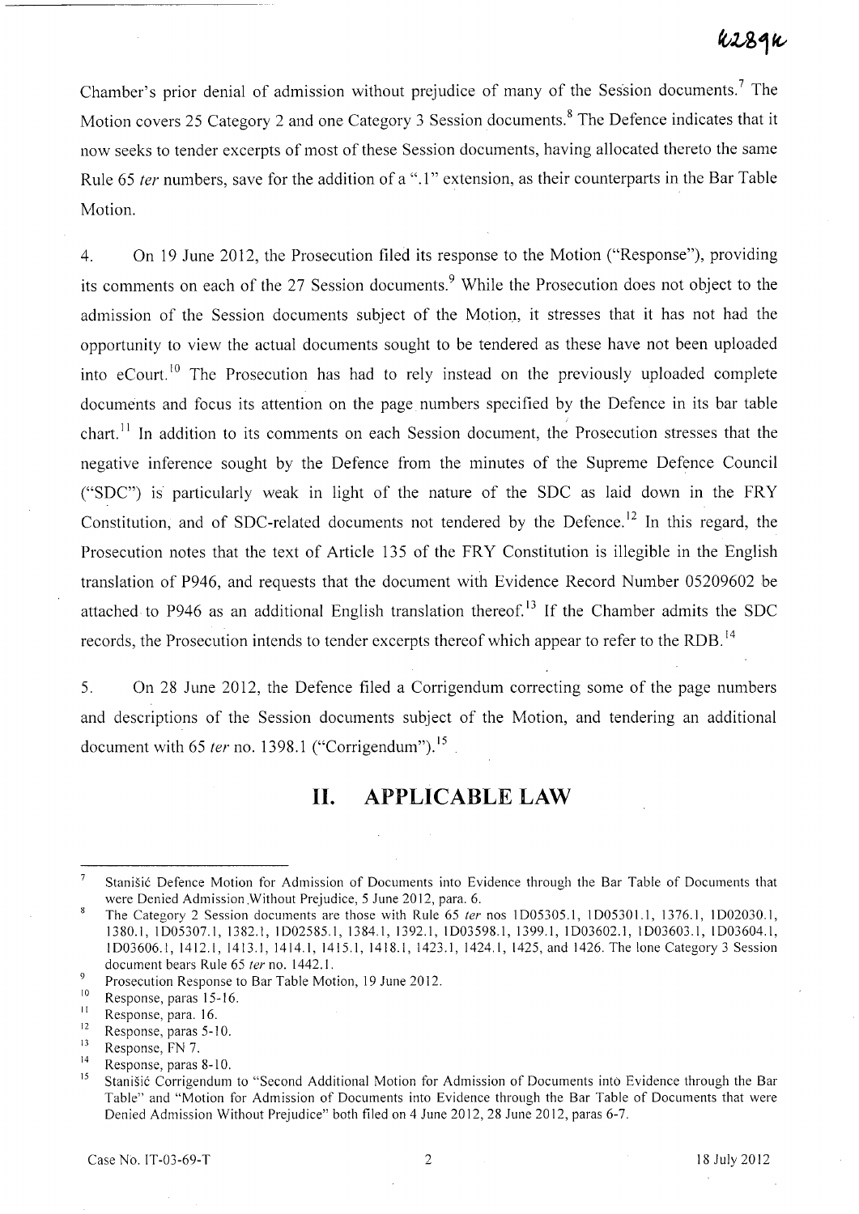Chamber's prior denial of admission without prejudice of many of the Session documents.[7] The Motion covers 25 Category 2 and one Category 3 Session documents.[8] The Defence indicates that it now seeks to tender excerpts of most of these Session documents, having allocated thereto the same Rule 65 *ter* numbers, save for the addition of a ".1" extension, as their counterparts in the Bar Table Motion.

4. On 19 June 2012, the Prosecution filed its response to the Motion ("Response"), providing its comments on each of the 27 Session documents.[9] While the Prosecution does not object to the admission of the Session documents subject of the Motion, it stresses that it has not had the opportunity to view the actual documents sought to be tendered as these have not been uploaded into eCourt.[10] The Prosecution has had to rely instead on the previously uploaded complete documents and focus its attention on the page numbers specified by the Defence in its bar table chart.[11] In addition to its comments on each Session document, the Prosecution stresses that the negative inference sought by the Defence from the minutes of the Supreme Defence Council ("SDC") is particularly weak in light of the nature of the SDC as laid down in the FRY Constitution, and of SDC-related documents not tendered by the Defence.[12] In this regard, the Prosecution notes that the text of Article 135 of the FRY Constitution is illegible in the English translation of P946, and requests that the document with Evidence Record Number 05209602 be attached to P946 as an additional English translation thereof.[13] If the Chamber admits the SDC records, the Prosecution intends to tender excerpts thereof which appear to refer to the RDB.[14]

5. On 28 June 2012, the Defence filed a Corrigendum correcting some of the page numbers and descriptions of the Session documents subject of the Motion, and tendering an additional document with 65 *ter* no. 1398.1 ("Corrigendum").[15]

## II. APPLICABLE LAW

---

[7] Stanišić Defence Motion for Admission of Documents into Evidence through the Bar Table of Documents that were Denied Admission Without Prejudice, 5 June 2012, para. 6.

[8] The Category 2 Session documents are those with Rule 65 *ter* nos 1D05305.1, 1D05301.1, 1376.1, 1D02030.1, 1380.1, 1D05307.1, 1382.1, 1D02585.1, 1384.1, 1392.1, 1D03598.1, 1399.1, 1D03602.1, 1D03603.1, 1D03604.1, 1D03606.1, 1412.1, 1413.1, 1414.1, 1415.1, 1418.1, 1423.1, 1424.1, 1425, and 1426. The lone Category 3 Session document bears Rule 65 *ter* no. 1442.1.

[9] Prosecution Response to Bar Table Motion, 19 June 2012.

[10] Response, paras 15-16.

[11] Response, para. 16.

[12] Response, paras 5-10.

[13] Response, FN 7.

[14] Response, paras 8-10.

[15] Stanišić Corrigendum to "Second Additional Motion for Admission of Documents into Evidence through the Bar Table" and "Motion for Admission of Documents into Evidence through the Bar Table of Documents that were Denied Admission Without Prejudice" both filed on 4 June 2012, 28 June 2012, paras 6-7.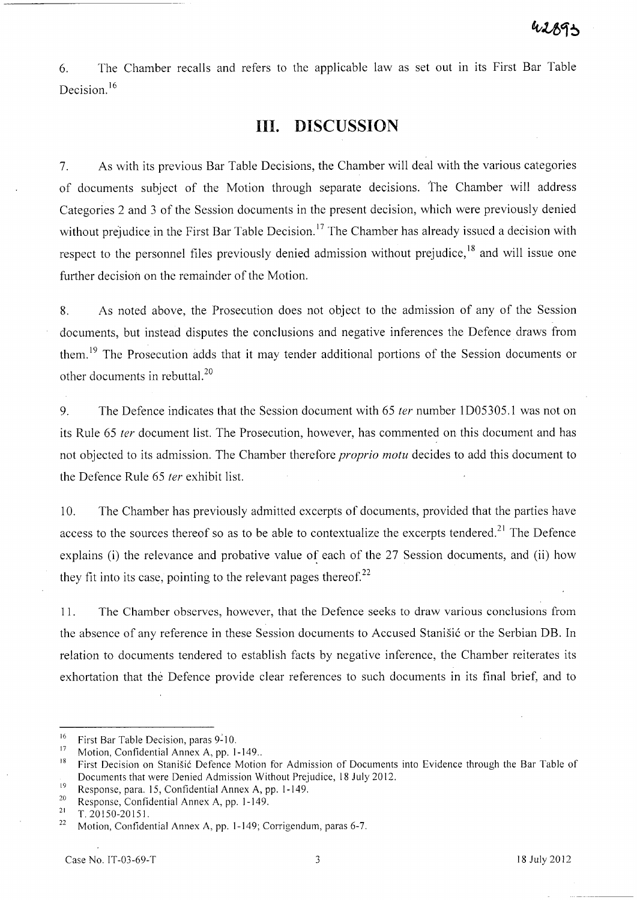6. The Chamber recalls and refers to the applicable law as set out in its First Bar Table Decision.[16]

# III. DISCUSSION

7. As with its previous Bar Table Decisions, the Chamber will deal with the various categories of documents subject of the Motion through separate decisions. The Chamber will address Categories 2 and 3 of the Session documents in the present decision, which were previously denied without prejudice in the First Bar Table Decision.[17] The Chamber has already issued a decision with respect to the personnel files previously denied admission without prejudice,[18] and will issue one further decision on the remainder of the Motion.

8. As noted above, the Prosecution does not object to the admission of any of the Session documents, but instead disputes the conclusions and negative inferences the Defence draws from them.[19] The Prosecution adds that it may tender additional portions of the Session documents or other documents in rebuttal.[20]

9. The Defence indicates that the Session document with 65 *ter* number 1D05305.1 was not on its Rule 65 *ter* document list. The Prosecution, however, has commented on this document and has not objected to its admission. The Chamber therefore *proprio motu* decides to add this document to the Defence Rule 65 *ter* exhibit list.

10. The Chamber has previously admitted excerpts of documents, provided that the parties have access to the sources thereof so as to be able to contextualize the excerpts tendered.[21] The Defence explains (i) the relevance and probative value of each of the 27 Session documents, and (ii) how they fit into its case, pointing to the relevant pages thereof.[22]

11. The Chamber observes, however, that the Defence seeks to draw various conclusions from the absence of any reference in these Session documents to Accused Stanišić or the Serbian DB. In relation to documents tendered to establish facts by negative inference, the Chamber reiterates its exhortation that the Defence provide clear references to such documents in its final brief, and to

---

[16] First Bar Table Decision, paras 9-10.
[17] Motion, Confidential Annex A, pp. 1-149..
[18] First Decision on Stanišić Defence Motion for Admission of Documents into Evidence through the Bar Table of Documents that were Denied Admission Without Prejudice, 18 July 2012.
[19] Response, para. 15, Confidential Annex A, pp. 1-149.
[20] Response, Confidential Annex A, pp. 1-149.
[21] T. 20150-20151.
[22] Motion, Confidential Annex A, pp. 1-149; Corrigendum, paras 6-7.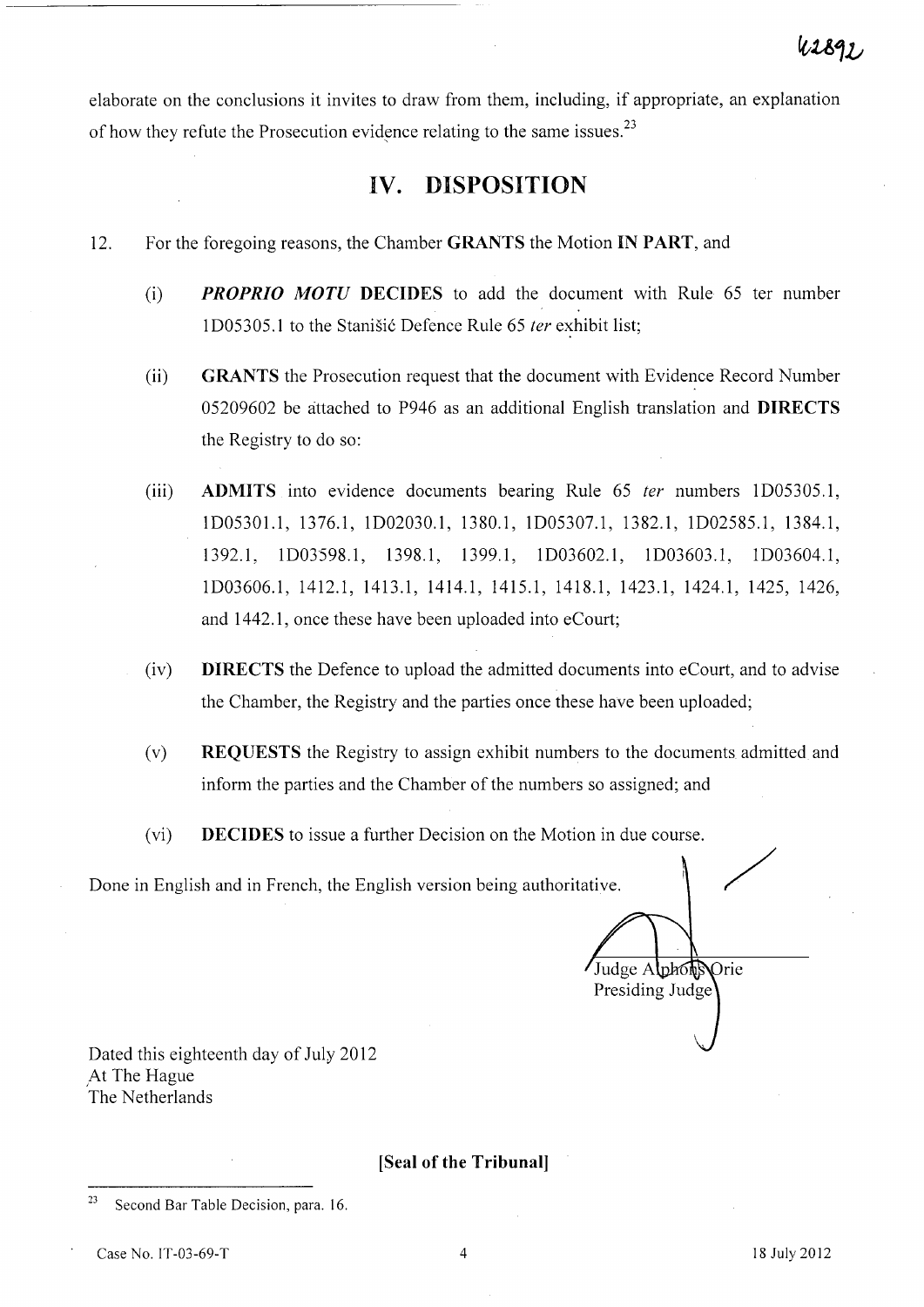elaborate on the conclusions it invites to draw from them, including, if appropriate, an explanation of how they refute the Prosecution evidence relating to the same issues.[23]

## IV. DISPOSITION

12. For the foregoing reasons, the Chamber **GRANTS** the Motion **IN PART**, and

(i) ***PROPRIO MOTU*** **DECIDES** to add the document with Rule 65 ter number 1D05305.1 to the Stanišić Defence Rule 65 *ter* exhibit list;

(ii) **GRANTS** the Prosecution request that the document with Evidence Record Number 05209602 be attached to P946 as an additional English translation and **DIRECTS** the Registry to do so:

(iii) **ADMITS** into evidence documents bearing Rule 65 *ter* numbers 1D05305.1, 1D05301.1, 1376.1, 1D02030.1, 1380.1, 1D05307.1, 1382.1, 1D02585.1, 1384.1, 1392.1, 1D03598.1, 1398.1, 1399.1, 1D03602.1, 1D03603.1, 1D03604.1, 1D03606.1, 1412.1, 1413.1, 1414.1, 1415.1, 1418.1, 1423.1, 1424.1, 1425, 1426, and 1442.1, once these have been uploaded into eCourt;

(iv) **DIRECTS** the Defence to upload the admitted documents into eCourt, and to advise the Chamber, the Registry and the parties once these have been uploaded;

(v) **REQUESTS** the Registry to assign exhibit numbers to the documents admitted and inform the parties and the Chamber of the numbers so assigned; and

(vi) **DECIDES** to issue a further Decision on the Motion in due course.

Done in English and in French, the English version being authoritative.

Judge Alphons Orie
Presiding Judge

Dated this eighteenth day of July 2012
At The Hague
The Netherlands

**[Seal of the Tribunal]**

[23] Second Bar Table Decision, para. 16.